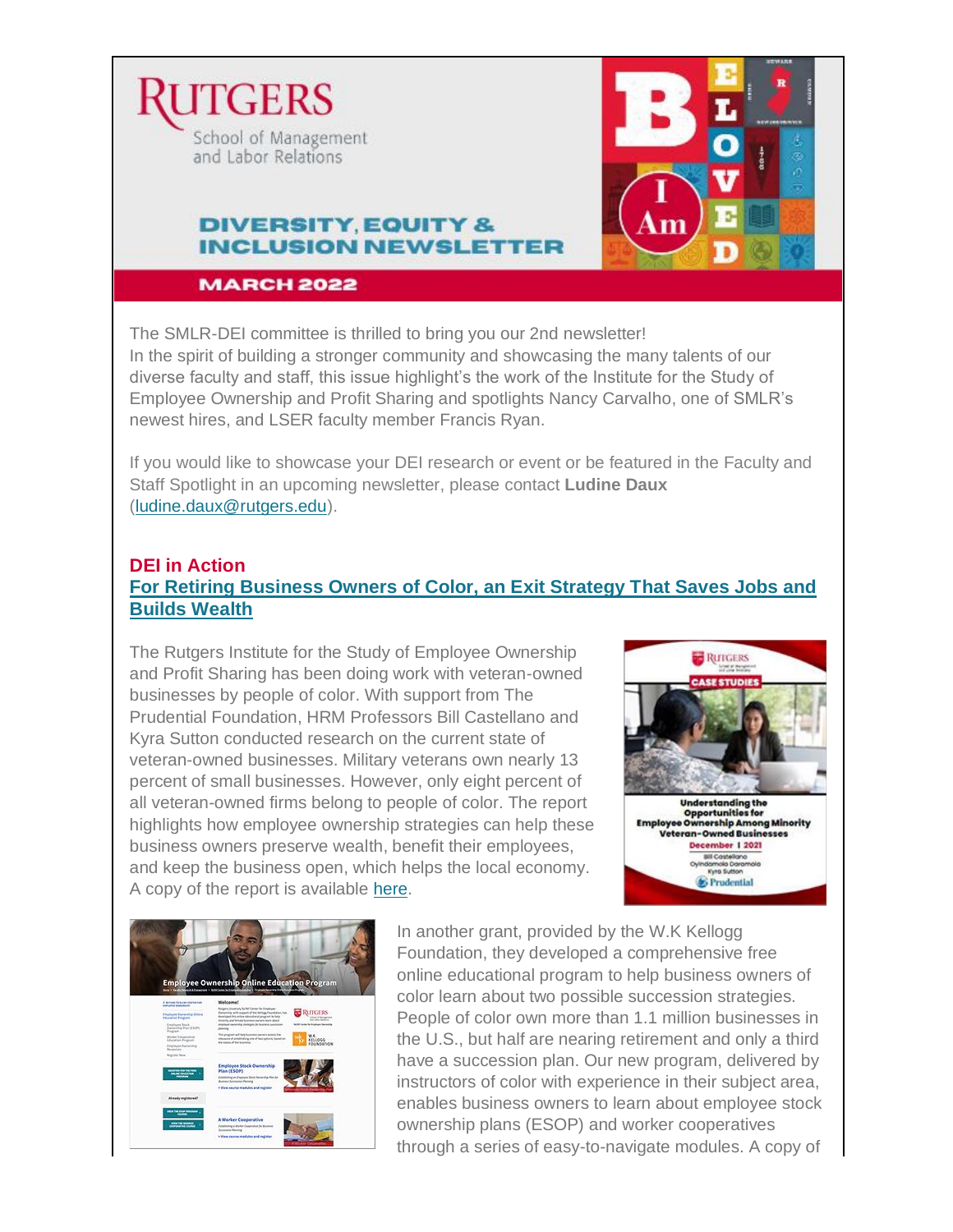# RUTGERS
School of Management and Labor Relations

## DIVERSITY, EQUITY & INCLUSION NEWSLETTER

**MARCH 2022**

The SMLR-DEI committee is thrilled to bring you our 2nd newsletter!
In the spirit of building a stronger community and showcasing the many talents of our diverse faculty and staff, this issue highlight's the work of the Institute for the Study of Employee Ownership and Profit Sharing and spotlights Nancy Carvalho, one of SMLR's newest hires, and LSER faculty member Francis Ryan.

If you would like to showcase your DEI research or event or be featured in the Faculty and Staff Spotlight in an upcoming newsletter, please contact **Ludine Daux** (ludine.daux@rutgers.edu).

## DEI in Action

### For Retiring Business Owners of Color, an Exit Strategy That Saves Jobs and Builds Wealth

The Rutgers Institute for the Study of Employee Ownership and Profit Sharing has been doing work with veteran-owned businesses by people of color. With support from The Prudential Foundation, HRM Professors Bill Castellano and Kyra Sutton conducted research on the current state of veteran-owned businesses. Military veterans own nearly 13 percent of small businesses. However, only eight percent of all veteran-owned firms belong to people of color. The report highlights how employee ownership strategies can help these business owners preserve wealth, benefit their employees, and keep the business open, which helps the local economy. A copy of the report is available here.

In another grant, provided by the W.K Kellogg Foundation, they developed a comprehensive free online educational program to help business owners of color learn about two possible succession strategies. People of color own more than 1.1 million businesses in the U.S., but half are nearing retirement and only a third have a succession plan. Our new program, delivered by instructors of color with experience in their subject area, enables business owners to learn about employee stock ownership plans (ESOP) and worker cooperatives through a series of easy-to-navigate modules. A copy of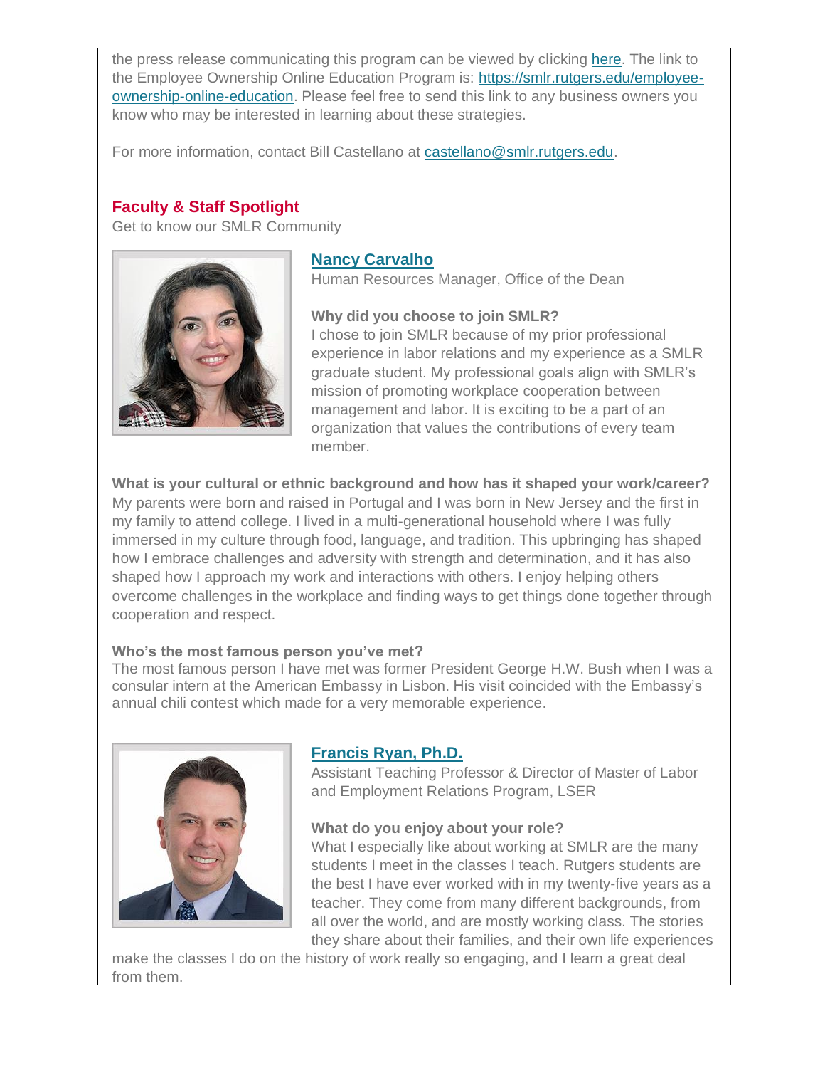the press release communicating this program can be viewed by clicking [here](). The link to the Employee Ownership Online Education Program is: [https://smlr.rutgers.edu/employee-ownership-online-education](https://smlr.rutgers.edu/employee-ownership-online-education). Please feel free to send this link to any business owners you know who may be interested in learning about these strategies.

For more information, contact Bill Castellano at [castellano@smlr.rutgers.edu](mailto:castellano@smlr.rutgers.edu).

## Faculty & Staff Spotlight

Get to know our SMLR Community

### [Nancy Carvalho]()

Human Resources Manager, Office of the Dean

**Why did you choose to join SMLR?**
I chose to join SMLR because of my prior professional experience in labor relations and my experience as a SMLR graduate student. My professional goals align with SMLR's mission of promoting workplace cooperation between management and labor. It is exciting to be a part of an organization that values the contributions of every team member.

**What is your cultural or ethnic background and how has it shaped your work/career?**
My parents were born and raised in Portugal and I was born in New Jersey and the first in my family to attend college. I lived in a multi-generational household where I was fully immersed in my culture through food, language, and tradition. This upbringing has shaped how I embrace challenges and adversity with strength and determination, and it has also shaped how I approach my work and interactions with others. I enjoy helping others overcome challenges in the workplace and finding ways to get things done together through cooperation and respect.

**Who's the most famous person you've met?**
The most famous person I have met was former President George H.W. Bush when I was a consular intern at the American Embassy in Lisbon. His visit coincided with the Embassy's annual chili contest which made for a very memorable experience.

### [Francis Ryan, Ph.D.]()

Assistant Teaching Professor & Director of Master of Labor and Employment Relations Program, LSER

**What do you enjoy about your role?**
What I especially like about working at SMLR are the many students I meet in the classes I teach. Rutgers students are the best I have ever worked with in my twenty-five years as a teacher. They come from many different backgrounds, from all over the world, and are mostly working class. The stories they share about their families, and their own life experiences make the classes I do on the history of work really so engaging, and I learn a great deal from them.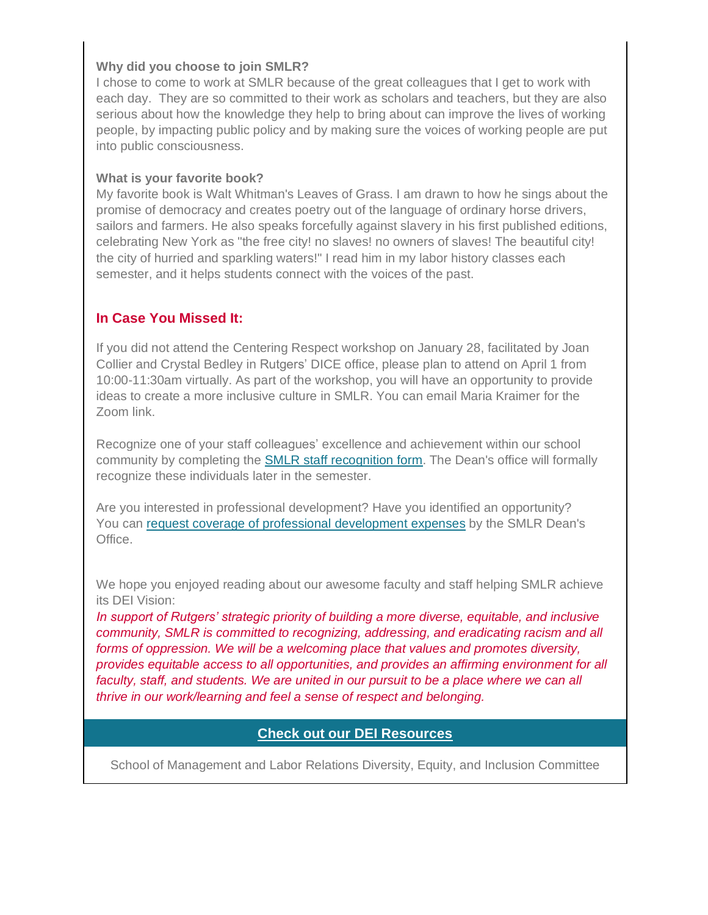**Why did you choose to join SMLR?**
I chose to come to work at SMLR because of the great colleagues that I get to work with each day. They are so committed to their work as scholars and teachers, but they are also serious about how the knowledge they help to bring about can improve the lives of working people, by impacting public policy and by making sure the voices of working people are put into public consciousness.

**What is your favorite book?**
My favorite book is Walt Whitman's Leaves of Grass. I am drawn to how he sings about the promise of democracy and creates poetry out of the language of ordinary horse drivers, sailors and farmers. He also speaks forcefully against slavery in his first published editions, celebrating New York as "the free city! no slaves! no owners of slaves! The beautiful city! the city of hurried and sparkling waters!" I read him in my labor history classes each semester, and it helps students connect with the voices of the past.

## In Case You Missed It:

If you did not attend the Centering Respect workshop on January 28, facilitated by Joan Collier and Crystal Bedley in Rutgers' DICE office, please plan to attend on April 1 from 10:00-11:30am virtually. As part of the workshop, you will have an opportunity to provide ideas to create a more inclusive culture in SMLR. You can email Maria Kraimer for the Zoom link.

Recognize one of your staff colleagues' excellence and achievement within our school community by completing the [SMLR staff recognition form]. The Dean's office will formally recognize these individuals later in the semester.

Are you interested in professional development? Have you identified an opportunity? You can [request coverage of professional development expenses] by the SMLR Dean's Office.

We hope you enjoyed reading about our awesome faculty and staff helping SMLR achieve its DEI Vision:
*In support of Rutgers' strategic priority of building a more diverse, equitable, and inclusive community, SMLR is committed to recognizing, addressing, and eradicating racism and all forms of oppression. We will be a welcoming place that values and promotes diversity, provides equitable access to all opportunities, and provides an affirming environment for all faculty, staff, and students. We are united in our pursuit to be a place where we can all thrive in our work/learning and feel a sense of respect and belonging.*

**Check out our DEI Resources**

School of Management and Labor Relations Diversity, Equity, and Inclusion Committee